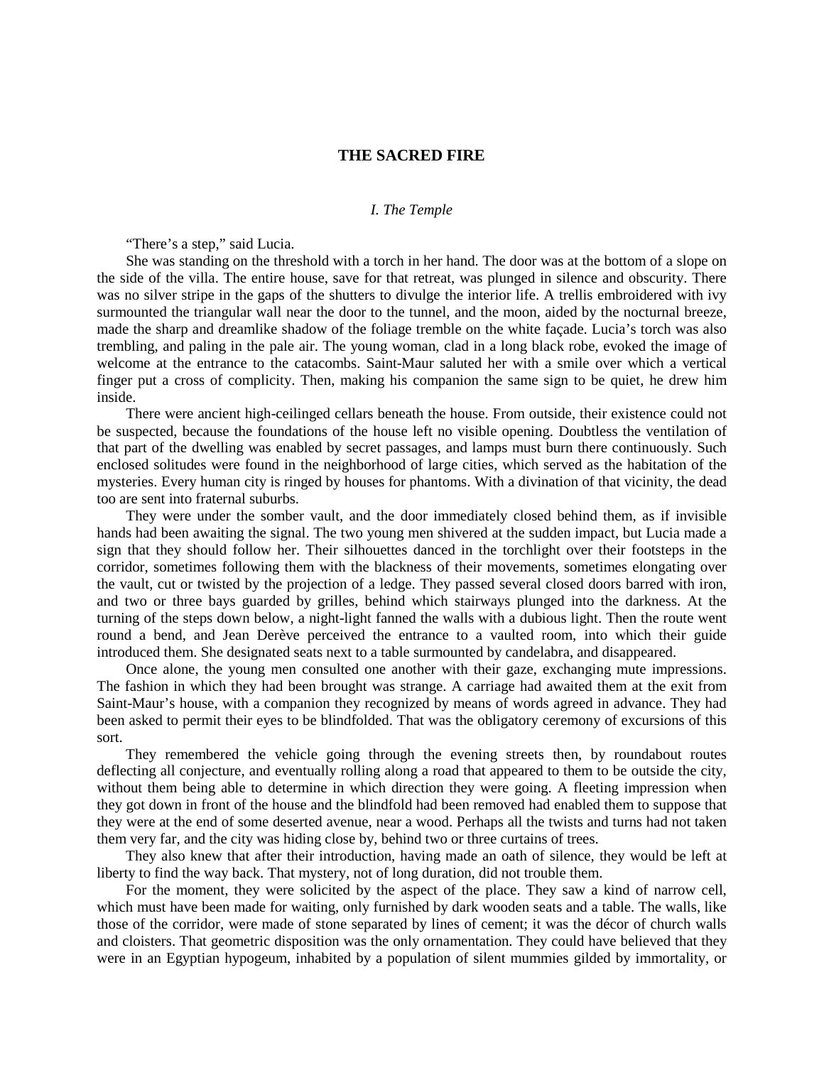## THE SACRED FIRE

### *I. The Temple*

"There's a step," said Lucia.

She was standing on the threshold with a torch in her hand. The door was at the bottom of a slope on the side of the villa. The entire house, save for that retreat, was plunged in silence and obscurity. There was no silver stripe in the gaps of the shutters to divulge the interior life. A trellis embroidered with ivy surmounted the triangular wall near the door to the tunnel, and the moon, aided by the nocturnal breeze, made the sharp and dreamlike shadow of the foliage tremble on the white façade. Lucia's torch was also trembling, and paling in the pale air. The young woman, clad in a long black robe, evoked the image of welcome at the entrance to the catacombs. Saint-Maur saluted her with a smile over which a vertical finger put a cross of complicity. Then, making his companion the same sign to be quiet, he drew him inside.

There were ancient high-ceilinged cellars beneath the house. From outside, their existence could not be suspected, because the foundations of the house left no visible opening. Doubtless the ventilation of that part of the dwelling was enabled by secret passages, and lamps must burn there continuously. Such enclosed solitudes were found in the neighborhood of large cities, which served as the habitation of the mysteries. Every human city is ringed by houses for phantoms. With a divination of that vicinity, the dead too are sent into fraternal suburbs.

They were under the somber vault, and the door immediately closed behind them, as if invisible hands had been awaiting the signal. The two young men shivered at the sudden impact, but Lucia made a sign that they should follow her. Their silhouettes danced in the torchlight over their footsteps in the corridor, sometimes following them with the blackness of their movements, sometimes elongating over the vault, cut or twisted by the projection of a ledge. They passed several closed doors barred with iron, and two or three bays guarded by grilles, behind which stairways plunged into the darkness. At the turning of the steps down below, a night-light fanned the walls with a dubious light. Then the route went round a bend, and Jean Derève perceived the entrance to a vaulted room, into which their guide introduced them. She designated seats next to a table surmounted by candelabra, and disappeared.

Once alone, the young men consulted one another with their gaze, exchanging mute impressions. The fashion in which they had been brought was strange. A carriage had awaited them at the exit from Saint-Maur's house, with a companion they recognized by means of words agreed in advance. They had been asked to permit their eyes to be blindfolded. That was the obligatory ceremony of excursions of this sort.

They remembered the vehicle going through the evening streets then, by roundabout routes deflecting all conjecture, and eventually rolling along a road that appeared to them to be outside the city, without them being able to determine in which direction they were going. A fleeting impression when they got down in front of the house and the blindfold had been removed had enabled them to suppose that they were at the end of some deserted avenue, near a wood. Perhaps all the twists and turns had not taken them very far, and the city was hiding close by, behind two or three curtains of trees.

They also knew that after their introduction, having made an oath of silence, they would be left at liberty to find the way back. That mystery, not of long duration, did not trouble them.

For the moment, they were solicited by the aspect of the place. They saw a kind of narrow cell, which must have been made for waiting, only furnished by dark wooden seats and a table. The walls, like those of the corridor, were made of stone separated by lines of cement; it was the décor of church walls and cloisters. That geometric disposition was the only ornamentation. They could have believed that they were in an Egyptian hypogeum, inhabited by a population of silent mummies gilded by immortality, or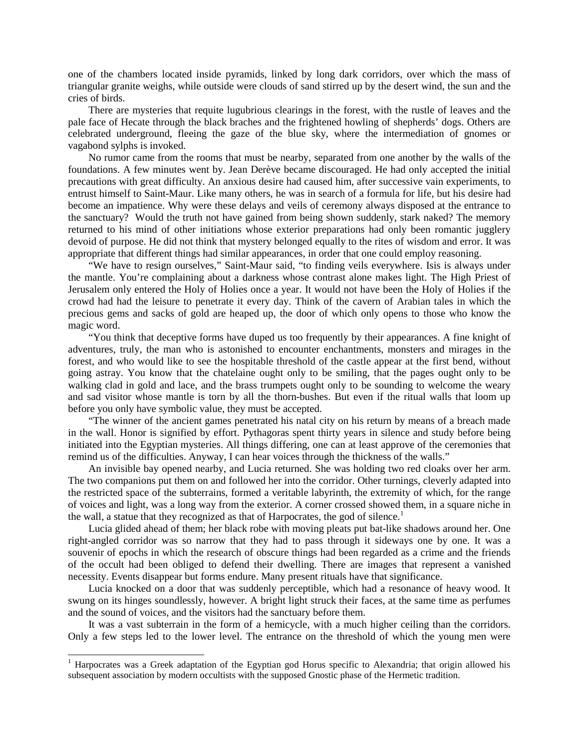one of the chambers located inside pyramids, linked by long dark corridors, over which the mass of triangular granite weighs, while outside were clouds of sand stirred up by the desert wind, the sun and the cries of birds.

There are mysteries that requite lugubrious clearings in the forest, with the rustle of leaves and the pale face of Hecate through the black braches and the frightened howling of shepherds' dogs. Others are celebrated underground, fleeing the gaze of the blue sky, where the intermediation of gnomes or vagabond sylphs is invoked.

No rumor came from the rooms that must be nearby, separated from one another by the walls of the foundations. A few minutes went by. Jean Derève became discouraged. He had only accepted the initial precautions with great difficulty. An anxious desire had caused him, after successive vain experiments, to entrust himself to Saint-Maur. Like many others, he was in search of a formula for life, but his desire had become an impatience. Why were these delays and veils of ceremony always disposed at the entrance to the sanctuary? Would the truth not have gained from being shown suddenly, stark naked? The memory returned to his mind of other initiations whose exterior preparations had only been romantic jugglery devoid of purpose. He did not think that mystery belonged equally to the rites of wisdom and error. It was appropriate that different things had similar appearances, in order that one could employ reasoning.

"We have to resign ourselves," Saint-Maur said, "to finding veils everywhere. Isis is always under the mantle. You're complaining about a darkness whose contrast alone makes light. The High Priest of Jerusalem only entered the Holy of Holies once a year. It would not have been the Holy of Holies if the crowd had had the leisure to penetrate it every day. Think of the cavern of Arabian tales in which the precious gems and sacks of gold are heaped up, the door of which only opens to those who know the magic word.

"You think that deceptive forms have duped us too frequently by their appearances. A fine knight of adventures, truly, the man who is astonished to encounter enchantments, monsters and mirages in the forest, and who would like to see the hospitable threshold of the castle appear at the first bend, without going astray. You know that the chatelaine ought only to be smiling, that the pages ought only to be walking clad in gold and lace, and the brass trumpets ought only to be sounding to welcome the weary and sad visitor whose mantle is torn by all the thorn-bushes. But even if the ritual walls that loom up before you only have symbolic value, they must be accepted.

"The winner of the ancient games penetrated his natal city on his return by means of a breach made in the wall. Honor is signified by effort. Pythagoras spent thirty years in silence and study before being initiated into the Egyptian mysteries. All things differing, one can at least approve of the ceremonies that remind us of the difficulties. Anyway, I can hear voices through the thickness of the walls."

An invisible bay opened nearby, and Lucia returned. She was holding two red cloaks over her arm. The two companions put them on and followed her into the corridor. Other turnings, cleverly adapted into the restricted space of the subterrains, formed a veritable labyrinth, the extremity of which, for the range of voices and light, was a long way from the exterior. A corner crossed showed them, in a square niche in the wall, a statue that they recognized as that of Harpocrates, the god of silence.[1]

Lucia glided ahead of them; her black robe with moving pleats put bat-like shadows around her. One right-angled corridor was so narrow that they had to pass through it sideways one by one. It was a souvenir of epochs in which the research of obscure things had been regarded as a crime and the friends of the occult had been obliged to defend their dwelling. There are images that represent a vanished necessity. Events disappear but forms endure. Many present rituals have that significance.

Lucia knocked on a door that was suddenly perceptible, which had a resonance of heavy wood. It swung on its hinges soundlessly, however. A bright light struck their faces, at the same time as perfumes and the sound of voices, and the visitors had the sanctuary before them.

It was a vast subterrain in the form of a hemicycle, with a much higher ceiling than the corridors. Only a few steps led to the lower level. The entrance on the threshold of which the young men were

[1] Harpocrates was a Greek adaptation of the Egyptian god Horus specific to Alexandria; that origin allowed his subsequent association by modern occultists with the supposed Gnostic phase of the Hermetic tradition.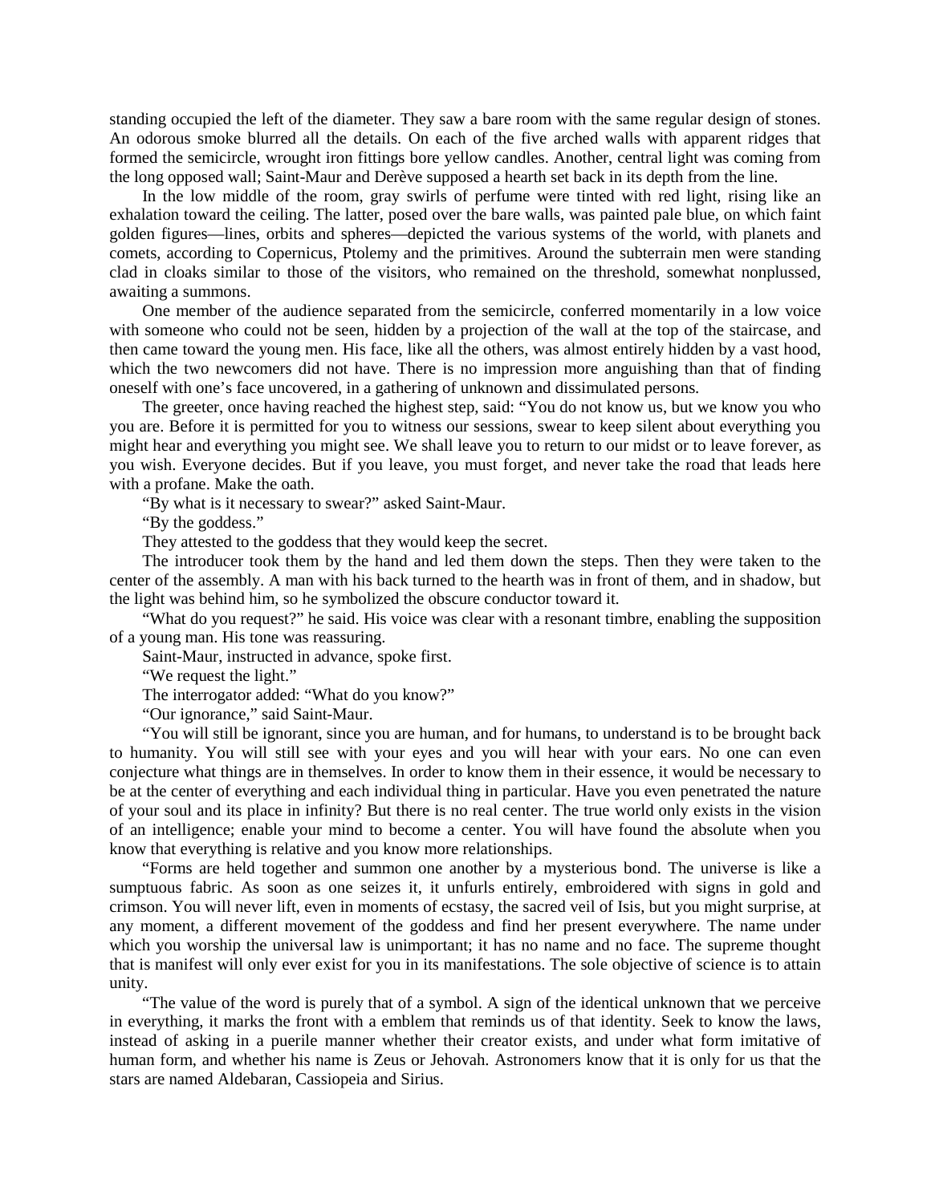standing occupied the left of the diameter. They saw a bare room with the same regular design of stones. An odorous smoke blurred all the details. On each of the five arched walls with apparent ridges that formed the semicircle, wrought iron fittings bore yellow candles. Another, central light was coming from the long opposed wall; Saint-Maur and Derève supposed a hearth set back in its depth from the line.

In the low middle of the room, gray swirls of perfume were tinted with red light, rising like an exhalation toward the ceiling. The latter, posed over the bare walls, was painted pale blue, on which faint golden figures—lines, orbits and spheres—depicted the various systems of the world, with planets and comets, according to Copernicus, Ptolemy and the primitives. Around the subterrain men were standing clad in cloaks similar to those of the visitors, who remained on the threshold, somewhat nonplussed, awaiting a summons.

One member of the audience separated from the semicircle, conferred momentarily in a low voice with someone who could not be seen, hidden by a projection of the wall at the top of the staircase, and then came toward the young men. His face, like all the others, was almost entirely hidden by a vast hood, which the two newcomers did not have. There is no impression more anguishing than that of finding oneself with one's face uncovered, in a gathering of unknown and dissimulated persons.

The greeter, once having reached the highest step, said: "You do not know us, but we know you who you are. Before it is permitted for you to witness our sessions, swear to keep silent about everything you might hear and everything you might see. We shall leave you to return to our midst or to leave forever, as you wish. Everyone decides. But if you leave, you must forget, and never take the road that leads here with a profane. Make the oath.

"By what is it necessary to swear?" asked Saint-Maur.

"By the goddess."

They attested to the goddess that they would keep the secret.

The introducer took them by the hand and led them down the steps. Then they were taken to the center of the assembly. A man with his back turned to the hearth was in front of them, and in shadow, but the light was behind him, so he symbolized the obscure conductor toward it.

"What do you request?" he said. His voice was clear with a resonant timbre, enabling the supposition of a young man. His tone was reassuring.

Saint-Maur, instructed in advance, spoke first.

"We request the light."

The interrogator added: "What do you know?"

"Our ignorance," said Saint-Maur.

"You will still be ignorant, since you are human, and for humans, to understand is to be brought back to humanity. You will still see with your eyes and you will hear with your ears. No one can even conjecture what things are in themselves. In order to know them in their essence, it would be necessary to be at the center of everything and each individual thing in particular. Have you even penetrated the nature of your soul and its place in infinity? But there is no real center. The true world only exists in the vision of an intelligence; enable your mind to become a center. You will have found the absolute when you know that everything is relative and you know more relationships.

"Forms are held together and summon one another by a mysterious bond. The universe is like a sumptuous fabric. As soon as one seizes it, it unfurls entirely, embroidered with signs in gold and crimson. You will never lift, even in moments of ecstasy, the sacred veil of Isis, but you might surprise, at any moment, a different movement of the goddess and find her present everywhere. The name under which you worship the universal law is unimportant; it has no name and no face. The supreme thought that is manifest will only ever exist for you in its manifestations. The sole objective of science is to attain unity.

"The value of the word is purely that of a symbol. A sign of the identical unknown that we perceive in everything, it marks the front with a emblem that reminds us of that identity. Seek to know the laws, instead of asking in a puerile manner whether their creator exists, and under what form imitative of human form, and whether his name is Zeus or Jehovah. Astronomers know that it is only for us that the stars are named Aldebaran, Cassiopeia and Sirius.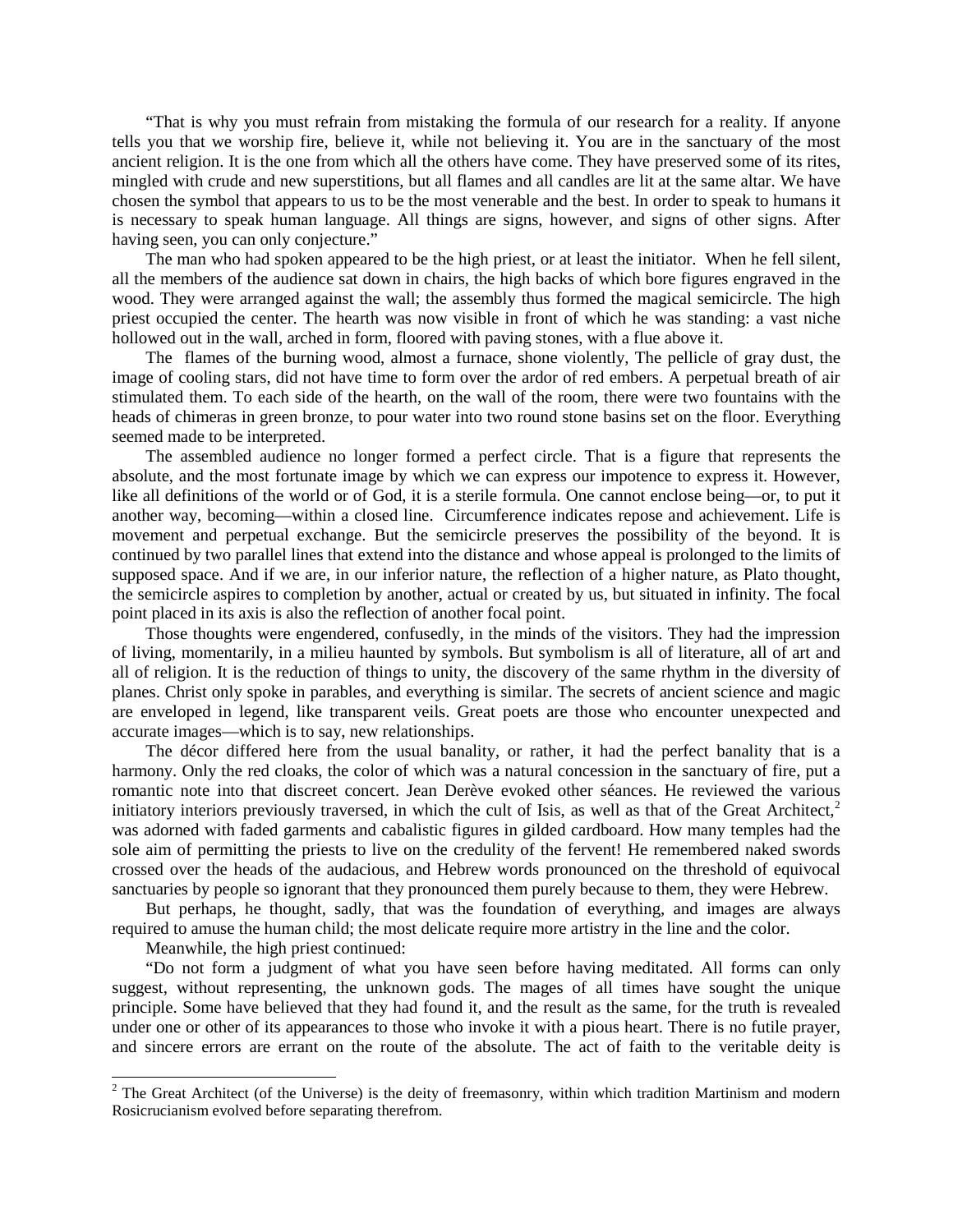"That is why you must refrain from mistaking the formula of our research for a reality. If anyone tells you that we worship fire, believe it, while not believing it. You are in the sanctuary of the most ancient religion. It is the one from which all the others have come. They have preserved some of its rites, mingled with crude and new superstitions, but all flames and all candles are lit at the same altar. We have chosen the symbol that appears to us to be the most venerable and the best. In order to speak to humans it is necessary to speak human language. All things are signs, however, and signs of other signs. After having seen, you can only conjecture."

The man who had spoken appeared to be the high priest, or at least the initiator. When he fell silent, all the members of the audience sat down in chairs, the high backs of which bore figures engraved in the wood. They were arranged against the wall; the assembly thus formed the magical semicircle. The high priest occupied the center. The hearth was now visible in front of which he was standing: a vast niche hollowed out in the wall, arched in form, floored with paving stones, with a flue above it.

The flames of the burning wood, almost a furnace, shone violently, The pellicle of gray dust, the image of cooling stars, did not have time to form over the ardor of red embers. A perpetual breath of air stimulated them. To each side of the hearth, on the wall of the room, there were two fountains with the heads of chimeras in green bronze, to pour water into two round stone basins set on the floor. Everything seemed made to be interpreted.

The assembled audience no longer formed a perfect circle. That is a figure that represents the absolute, and the most fortunate image by which we can express our impotence to express it. However, like all definitions of the world or of God, it is a sterile formula. One cannot enclose being—or, to put it another way, becoming—within a closed line. Circumference indicates repose and achievement. Life is movement and perpetual exchange. But the semicircle preserves the possibility of the beyond. It is continued by two parallel lines that extend into the distance and whose appeal is prolonged to the limits of supposed space. And if we are, in our inferior nature, the reflection of a higher nature, as Plato thought, the semicircle aspires to completion by another, actual or created by us, but situated in infinity. The focal point placed in its axis is also the reflection of another focal point.

Those thoughts were engendered, confusedly, in the minds of the visitors. They had the impression of living, momentarily, in a milieu haunted by symbols. But symbolism is all of literature, all of art and all of religion. It is the reduction of things to unity, the discovery of the same rhythm in the diversity of planes. Christ only spoke in parables, and everything is similar. The secrets of ancient science and magic are enveloped in legend, like transparent veils. Great poets are those who encounter unexpected and accurate images—which is to say, new relationships.

The décor differed here from the usual banality, or rather, it had the perfect banality that is a harmony. Only the red cloaks, the color of which was a natural concession in the sanctuary of fire, put a romantic note into that discreet concert. Jean Derève evoked other séances. He reviewed the various initiatory interiors previously traversed, in which the cult of Isis, as well as that of the Great Architect,[2] was adorned with faded garments and cabalistic figures in gilded cardboard. How many temples had the sole aim of permitting the priests to live on the credulity of the fervent! He remembered naked swords crossed over the heads of the audacious, and Hebrew words pronounced on the threshold of equivocal sanctuaries by people so ignorant that they pronounced them purely because to them, they were Hebrew.

But perhaps, he thought, sadly, that was the foundation of everything, and images are always required to amuse the human child; the most delicate require more artistry in the line and the color.

Meanwhile, the high priest continued:

"Do not form a judgment of what you have seen before having meditated. All forms can only suggest, without representing, the unknown gods. The mages of all times have sought the unique principle. Some have believed that they had found it, and the result as the same, for the truth is revealed under one or other of its appearances to those who invoke it with a pious heart. There is no futile prayer, and sincere errors are errant on the route of the absolute. The act of faith to the veritable deity is

---

[2] The Great Architect (of the Universe) is the deity of freemasonry, within which tradition Martinism and modern Rosicrucianism evolved before separating therefrom.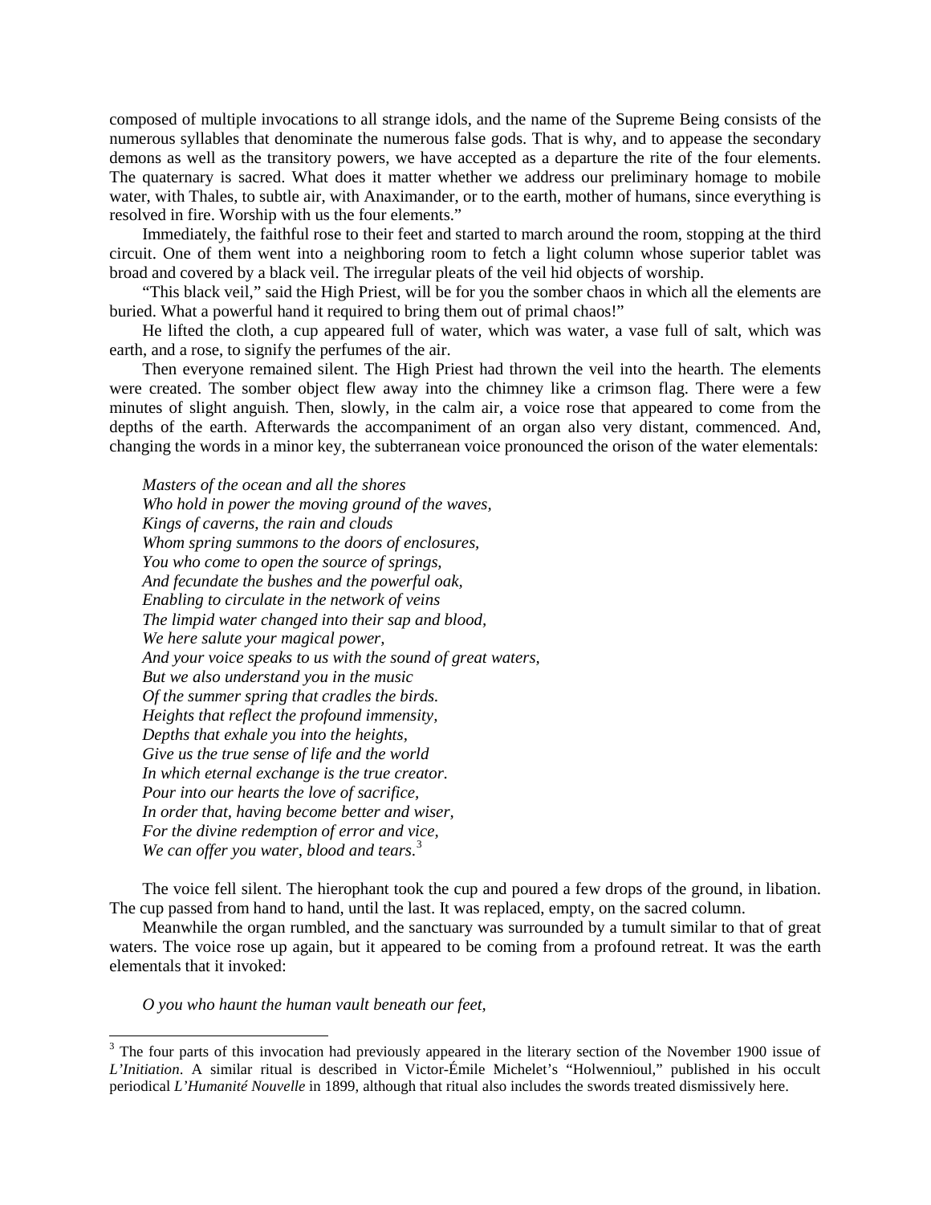composed of multiple invocations to all strange idols, and the name of the Supreme Being consists of the numerous syllables that denominate the numerous false gods. That is why, and to appease the secondary demons as well as the transitory powers, we have accepted as a departure the rite of the four elements. The quaternary is sacred. What does it matter whether we address our preliminary homage to mobile water, with Thales, to subtle air, with Anaximander, or to the earth, mother of humans, since everything is resolved in fire. Worship with us the four elements."

Immediately, the faithful rose to their feet and started to march around the room, stopping at the third circuit. One of them went into a neighboring room to fetch a light column whose superior tablet was broad and covered by a black veil. The irregular pleats of the veil hid objects of worship.

"This black veil," said the High Priest, will be for you the somber chaos in which all the elements are buried. What a powerful hand it required to bring them out of primal chaos!"

He lifted the cloth, a cup appeared full of water, which was water, a vase full of salt, which was earth, and a rose, to signify the perfumes of the air.

Then everyone remained silent. The High Priest had thrown the veil into the hearth. The elements were created. The somber object flew away into the chimney like a crimson flag. There were a few minutes of slight anguish. Then, slowly, in the calm air, a voice rose that appeared to come from the depths of the earth. Afterwards the accompaniment of an organ also very distant, commenced. And, changing the words in a minor key, the subterranean voice pronounced the orison of the water elementals:

*Masters of the ocean and all the shores*
*Who hold in power the moving ground of the waves,*
*Kings of caverns, the rain and clouds*
*Whom spring summons to the doors of enclosures,*
*You who come to open the source of springs,*
*And fecundate the bushes and the powerful oak,*
*Enabling to circulate in the network of veins*
*The limpid water changed into their sap and blood,*
*We here salute your magical power,*
*And your voice speaks to us with the sound of great waters,*
*But we also understand you in the music*
*Of the summer spring that cradles the birds.*
*Heights that reflect the profound immensity,*
*Depths that exhale you into the heights,*
*Give us the true sense of life and the world*
*In which eternal exchange is the true creator.*
*Pour into our hearts the love of sacrifice,*
*In order that, having become better and wiser,*
*For the divine redemption of error and vice,*
*We can offer you water, blood and tears.*[3]

The voice fell silent. The hierophant took the cup and poured a few drops of the ground, in libation. The cup passed from hand to hand, until the last. It was replaced, empty, on the sacred column.

Meanwhile the organ rumbled, and the sanctuary was surrounded by a tumult similar to that of great waters. The voice rose up again, but it appeared to be coming from a profound retreat. It was the earth elementals that it invoked:

*O you who haunt the human vault beneath our feet,*

[3] The four parts of this invocation had previously appeared in the literary section of the November 1900 issue of *L'Initiation*. A similar ritual is described in Victor-Émile Michelet's "Holwennioul," published in his occult periodical *L'Humanité Nouvelle* in 1899, although that ritual also includes the swords treated dismissively here.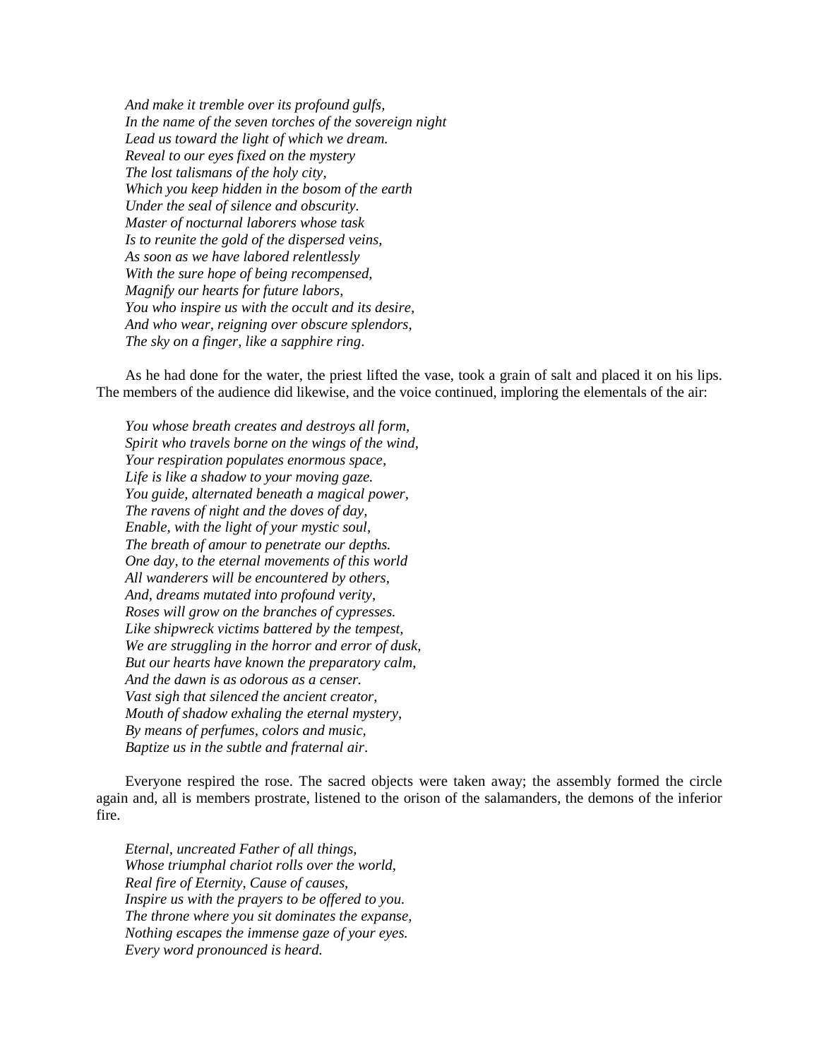*And make it tremble over its profound gulfs,*
*In the name of the seven torches of the sovereign night*
*Lead us toward the light of which we dream.*
*Reveal to our eyes fixed on the mystery*
*The lost talismans of the holy city,*
*Which you keep hidden in the bosom of the earth*
*Under the seal of silence and obscurity.*
*Master of nocturnal laborers whose task*
*Is to reunite the gold of the dispersed veins,*
*As soon as we have labored relentlessly*
*With the sure hope of being recompensed,*
*Magnify our hearts for future labors,*
*You who inspire us with the occult and its desire,*
*And who wear, reigning over obscure splendors,*
*The sky on a finger, like a sapphire ring.*

As he had done for the water, the priest lifted the vase, took a grain of salt and placed it on his lips. The members of the audience did likewise, and the voice continued, imploring the elementals of the air:

*You whose breath creates and destroys all form,*
*Spirit who travels borne on the wings of the wind,*
*Your respiration populates enormous space,*
*Life is like a shadow to your moving gaze.*
*You guide, alternated beneath a magical power,*
*The ravens of night and the doves of day,*
*Enable, with the light of your mystic soul,*
*The breath of amour to penetrate our depths.*
*One day, to the eternal movements of this world*
*All wanderers will be encountered by others,*
*And, dreams mutated into profound verity,*
*Roses will grow on the branches of cypresses.*
*Like shipwreck victims battered by the tempest,*
*We are struggling in the horror and error of dusk,*
*But our hearts have known the preparatory calm,*
*And the dawn is as odorous as a censer.*
*Vast sigh that silenced the ancient creator,*
*Mouth of shadow exhaling the eternal mystery,*
*By means of perfumes, colors and music,*
*Baptize us in the subtle and fraternal air.*

Everyone respired the rose. The sacred objects were taken away; the assembly formed the circle again and, all is members prostrate, listened to the orison of the salamanders, the demons of the inferior fire.

*Eternal, uncreated Father of all things,*
*Whose triumphal chariot rolls over the world,*
*Real fire of Eternity, Cause of causes,*
*Inspire us with the prayers to be offered to you.*
*The throne where you sit dominates the expanse,*
*Nothing escapes the immense gaze of your eyes.*
*Every word pronounced is heard.*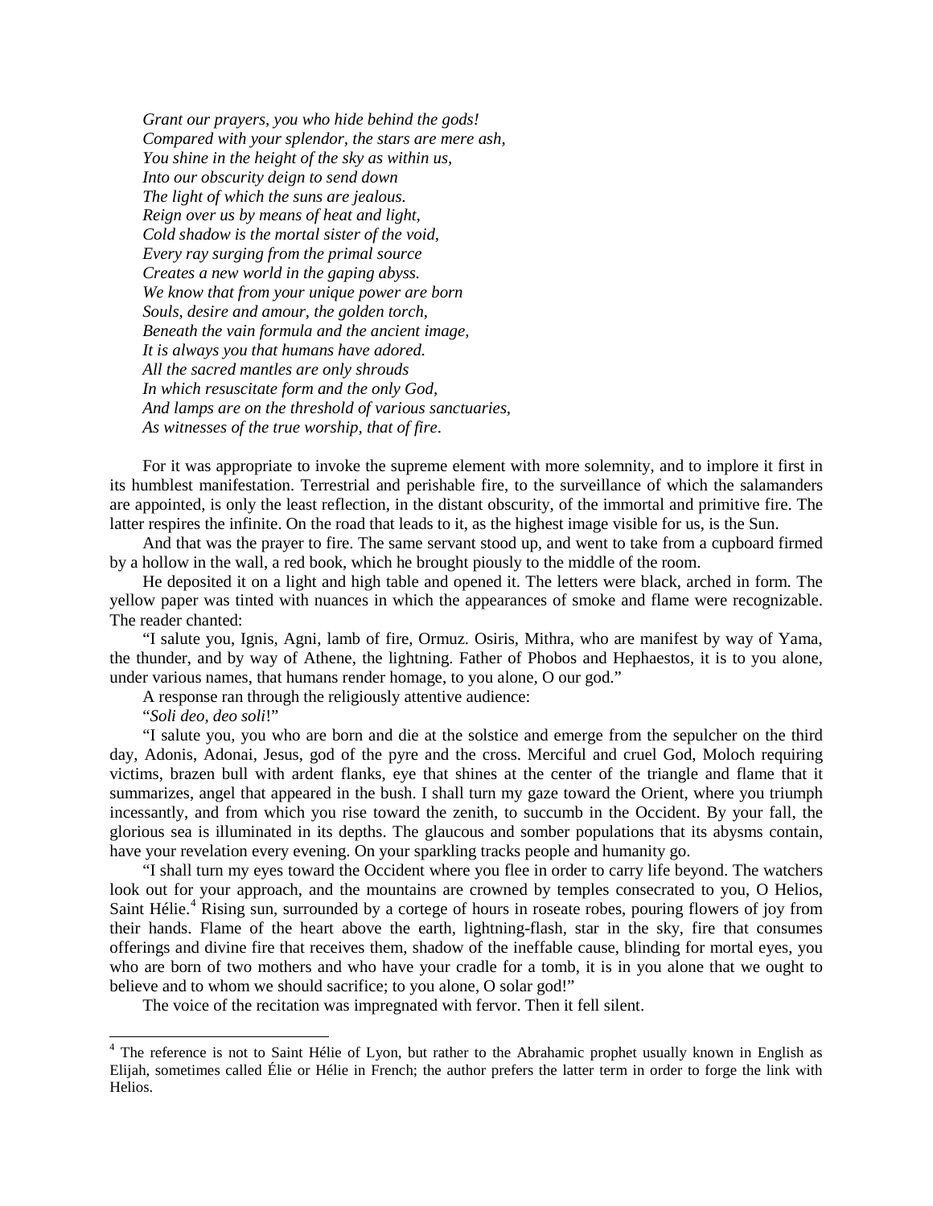*Grant our prayers, you who hide behind the gods!*
*Compared with your splendor, the stars are mere ash,*
*You shine in the height of the sky as within us,*
*Into our obscurity deign to send down*
*The light of which the suns are jealous.*
*Reign over us by means of heat and light,*
*Cold shadow is the mortal sister of the void,*
*Every ray surging from the primal source*
*Creates a new world in the gaping abyss.*
*We know that from your unique power are born*
*Souls, desire and amour, the golden torch,*
*Beneath the vain formula and the ancient image,*
*It is always you that humans have adored.*
*All the sacred mantles are only shrouds*
*In which resuscitate form and the only God,*
*And lamps are on the threshold of various sanctuaries,*
*As witnesses of the true worship, that of fire.*

For it was appropriate to invoke the supreme element with more solemnity, and to implore it first in its humblest manifestation. Terrestrial and perishable fire, to the surveillance of which the salamanders are appointed, is only the least reflection, in the distant obscurity, of the immortal and primitive fire. The latter respires the infinite. On the road that leads to it, as the highest image visible for us, is the Sun.

And that was the prayer to fire. The same servant stood up, and went to take from a cupboard firmed by a hollow in the wall, a red book, which he brought piously to the middle of the room.

He deposited it on a light and high table and opened it. The letters were black, arched in form. The yellow paper was tinted with nuances in which the appearances of smoke and flame were recognizable. The reader chanted:

"I salute you, Ignis, Agni, lamb of fire, Ormuz. Osiris, Mithra, who are manifest by way of Yama, the thunder, and by way of Athene, the lightning. Father of Phobos and Hephaestos, it is to you alone, under various names, that humans render homage, to you alone, O our god."

A response ran through the religiously attentive audience:

"*Soli deo, deo soli*!"

"I salute you, you who are born and die at the solstice and emerge from the sepulcher on the third day, Adonis, Adonai, Jesus, god of the pyre and the cross. Merciful and cruel God, Moloch requiring victims, brazen bull with ardent flanks, eye that shines at the center of the triangle and flame that it summarizes, angel that appeared in the bush. I shall turn my gaze toward the Orient, where you triumph incessantly, and from which you rise toward the zenith, to succumb in the Occident. By your fall, the glorious sea is illuminated in its depths. The glaucous and somber populations that its abysms contain, have your revelation every evening. On your sparkling tracks people and humanity go.

"I shall turn my eyes toward the Occident where you flee in order to carry life beyond. The watchers look out for your approach, and the mountains are crowned by temples consecrated to you, O Helios, Saint Hélie.[4] Rising sun, surrounded by a cortege of hours in roseate robes, pouring flowers of joy from their hands. Flame of the heart above the earth, lightning-flash, star in the sky, fire that consumes offerings and divine fire that receives them, shadow of the ineffable cause, blinding for mortal eyes, you who are born of two mothers and who have your cradle for a tomb, it is in you alone that we ought to believe and to whom we should sacrifice; to you alone, O solar god!"

The voice of the recitation was impregnated with fervor. Then it fell silent.

---

[4] The reference is not to Saint Hélie of Lyon, but rather to the Abrahamic prophet usually known in English as Elijah, sometimes called Élie or Hélie in French; the author prefers the latter term in order to forge the link with Helios.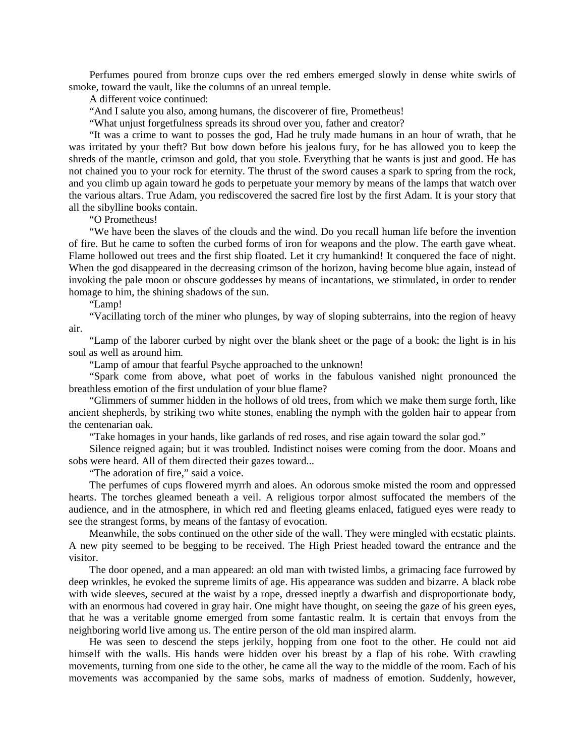Perfumes poured from bronze cups over the red embers emerged slowly in dense white swirls of smoke, toward the vault, like the columns of an unreal temple.

A different voice continued:

"And I salute you also, among humans, the discoverer of fire, Prometheus!

"What unjust forgetfulness spreads its shroud over you, father and creator?

"It was a crime to want to posses the god, Had he truly made humans in an hour of wrath, that he was irritated by your theft? But bow down before his jealous fury, for he has allowed you to keep the shreds of the mantle, crimson and gold, that you stole. Everything that he wants is just and good. He has not chained you to your rock for eternity. The thrust of the sword causes a spark to spring from the rock, and you climb up again toward he gods to perpetuate your memory by means of the lamps that watch over the various altars. True Adam, you rediscovered the sacred fire lost by the first Adam. It is your story that all the sibylline books contain.

"O Prometheus!

"We have been the slaves of the clouds and the wind. Do you recall human life before the invention of fire. But he came to soften the curbed forms of iron for weapons and the plow. The earth gave wheat. Flame hollowed out trees and the first ship floated. Let it cry humankind! It conquered the face of night. When the god disappeared in the decreasing crimson of the horizon, having become blue again, instead of invoking the pale moon or obscure goddesses by means of incantations, we stimulated, in order to render homage to him, the shining shadows of the sun.

"Lamp!

"Vacillating torch of the miner who plunges, by way of sloping subterrains, into the region of heavy air.

"Lamp of the laborer curbed by night over the blank sheet or the page of a book; the light is in his soul as well as around him.

"Lamp of amour that fearful Psyche approached to the unknown!

"Spark come from above, what poet of works in the fabulous vanished night pronounced the breathless emotion of the first undulation of your blue flame?

"Glimmers of summer hidden in the hollows of old trees, from which we make them surge forth, like ancient shepherds, by striking two white stones, enabling the nymph with the golden hair to appear from the centenarian oak.

"Take homages in your hands, like garlands of red roses, and rise again toward the solar god."

Silence reigned again; but it was troubled. Indistinct noises were coming from the door. Moans and sobs were heard. All of them directed their gazes toward...

"The adoration of fire," said a voice.

The perfumes of cups flowered myrrh and aloes. An odorous smoke misted the room and oppressed hearts. The torches gleamed beneath a veil. A religious torpor almost suffocated the members of the audience, and in the atmosphere, in which red and fleeting gleams enlaced, fatigued eyes were ready to see the strangest forms, by means of the fantasy of evocation.

Meanwhile, the sobs continued on the other side of the wall. They were mingled with ecstatic plaints. A new pity seemed to be begging to be received. The High Priest headed toward the entrance and the visitor.

The door opened, and a man appeared: an old man with twisted limbs, a grimacing face furrowed by deep wrinkles, he evoked the supreme limits of age. His appearance was sudden and bizarre. A black robe with wide sleeves, secured at the waist by a rope, dressed ineptly a dwarfish and disproportionate body, with an enormous had covered in gray hair. One might have thought, on seeing the gaze of his green eyes, that he was a veritable gnome emerged from some fantastic realm. It is certain that envoys from the neighboring world live among us. The entire person of the old man inspired alarm.

He was seen to descend the steps jerkily, hopping from one foot to the other. He could not aid himself with the walls. His hands were hidden over his breast by a flap of his robe. With crawling movements, turning from one side to the other, he came all the way to the middle of the room. Each of his movements was accompanied by the same sobs, marks of madness of emotion. Suddenly, however,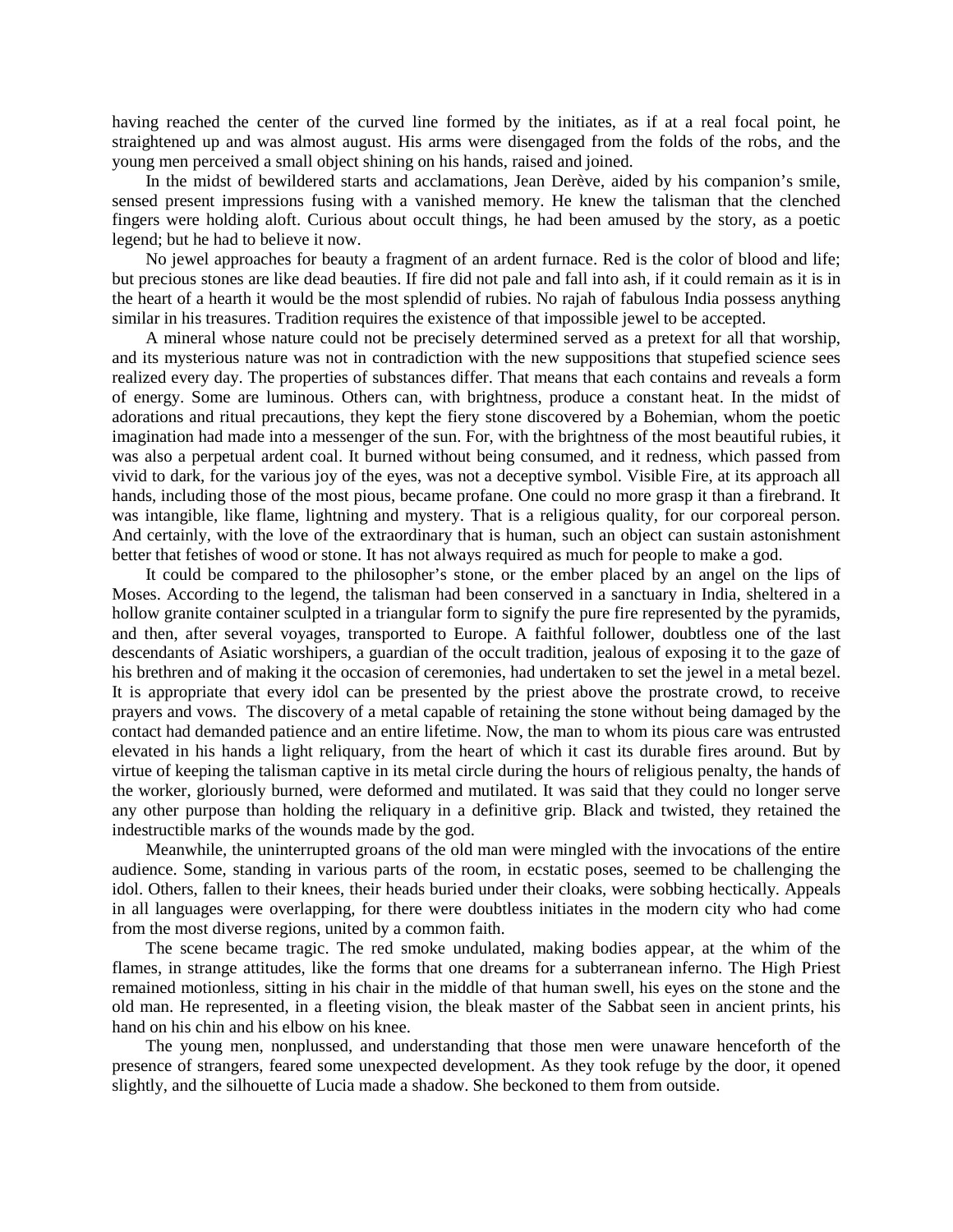having reached the center of the curved line formed by the initiates, as if at a real focal point, he straightened up and was almost august. His arms were disengaged from the folds of the robs, and the young men perceived a small object shining on his hands, raised and joined.

In the midst of bewildered starts and acclamations, Jean Derève, aided by his companion's smile, sensed present impressions fusing with a vanished memory. He knew the talisman that the clenched fingers were holding aloft. Curious about occult things, he had been amused by the story, as a poetic legend; but he had to believe it now.

No jewel approaches for beauty a fragment of an ardent furnace. Red is the color of blood and life; but precious stones are like dead beauties. If fire did not pale and fall into ash, if it could remain as it is in the heart of a hearth it would be the most splendid of rubies. No rajah of fabulous India possess anything similar in his treasures. Tradition requires the existence of that impossible jewel to be accepted.

A mineral whose nature could not be precisely determined served as a pretext for all that worship, and its mysterious nature was not in contradiction with the new suppositions that stupefied science sees realized every day. The properties of substances differ. That means that each contains and reveals a form of energy. Some are luminous. Others can, with brightness, produce a constant heat. In the midst of adorations and ritual precautions, they kept the fiery stone discovered by a Bohemian, whom the poetic imagination had made into a messenger of the sun. For, with the brightness of the most beautiful rubies, it was also a perpetual ardent coal. It burned without being consumed, and it redness, which passed from vivid to dark, for the various joy of the eyes, was not a deceptive symbol. Visible Fire, at its approach all hands, including those of the most pious, became profane. One could no more grasp it than a firebrand. It was intangible, like flame, lightning and mystery. That is a religious quality, for our corporeal person. And certainly, with the love of the extraordinary that is human, such an object can sustain astonishment better that fetishes of wood or stone. It has not always required as much for people to make a god.

It could be compared to the philosopher's stone, or the ember placed by an angel on the lips of Moses. According to the legend, the talisman had been conserved in a sanctuary in India, sheltered in a hollow granite container sculpted in a triangular form to signify the pure fire represented by the pyramids, and then, after several voyages, transported to Europe. A faithful follower, doubtless one of the last descendants of Asiatic worshipers, a guardian of the occult tradition, jealous of exposing it to the gaze of his brethren and of making it the occasion of ceremonies, had undertaken to set the jewel in a metal bezel. It is appropriate that every idol can be presented by the priest above the prostrate crowd, to receive prayers and vows. The discovery of a metal capable of retaining the stone without being damaged by the contact had demanded patience and an entire lifetime. Now, the man to whom its pious care was entrusted elevated in his hands a light reliquary, from the heart of which it cast its durable fires around. But by virtue of keeping the talisman captive in its metal circle during the hours of religious penalty, the hands of the worker, gloriously burned, were deformed and mutilated. It was said that they could no longer serve any other purpose than holding the reliquary in a definitive grip. Black and twisted, they retained the indestructible marks of the wounds made by the god.

Meanwhile, the uninterrupted groans of the old man were mingled with the invocations of the entire audience. Some, standing in various parts of the room, in ecstatic poses, seemed to be challenging the idol. Others, fallen to their knees, their heads buried under their cloaks, were sobbing hectically. Appeals in all languages were overlapping, for there were doubtless initiates in the modern city who had come from the most diverse regions, united by a common faith.

The scene became tragic. The red smoke undulated, making bodies appear, at the whim of the flames, in strange attitudes, like the forms that one dreams for a subterranean inferno. The High Priest remained motionless, sitting in his chair in the middle of that human swell, his eyes on the stone and the old man. He represented, in a fleeting vision, the bleak master of the Sabbat seen in ancient prints, his hand on his chin and his elbow on his knee.

The young men, nonplussed, and understanding that those men were unaware henceforth of the presence of strangers, feared some unexpected development. As they took refuge by the door, it opened slightly, and the silhouette of Lucia made a shadow. She beckoned to them from outside.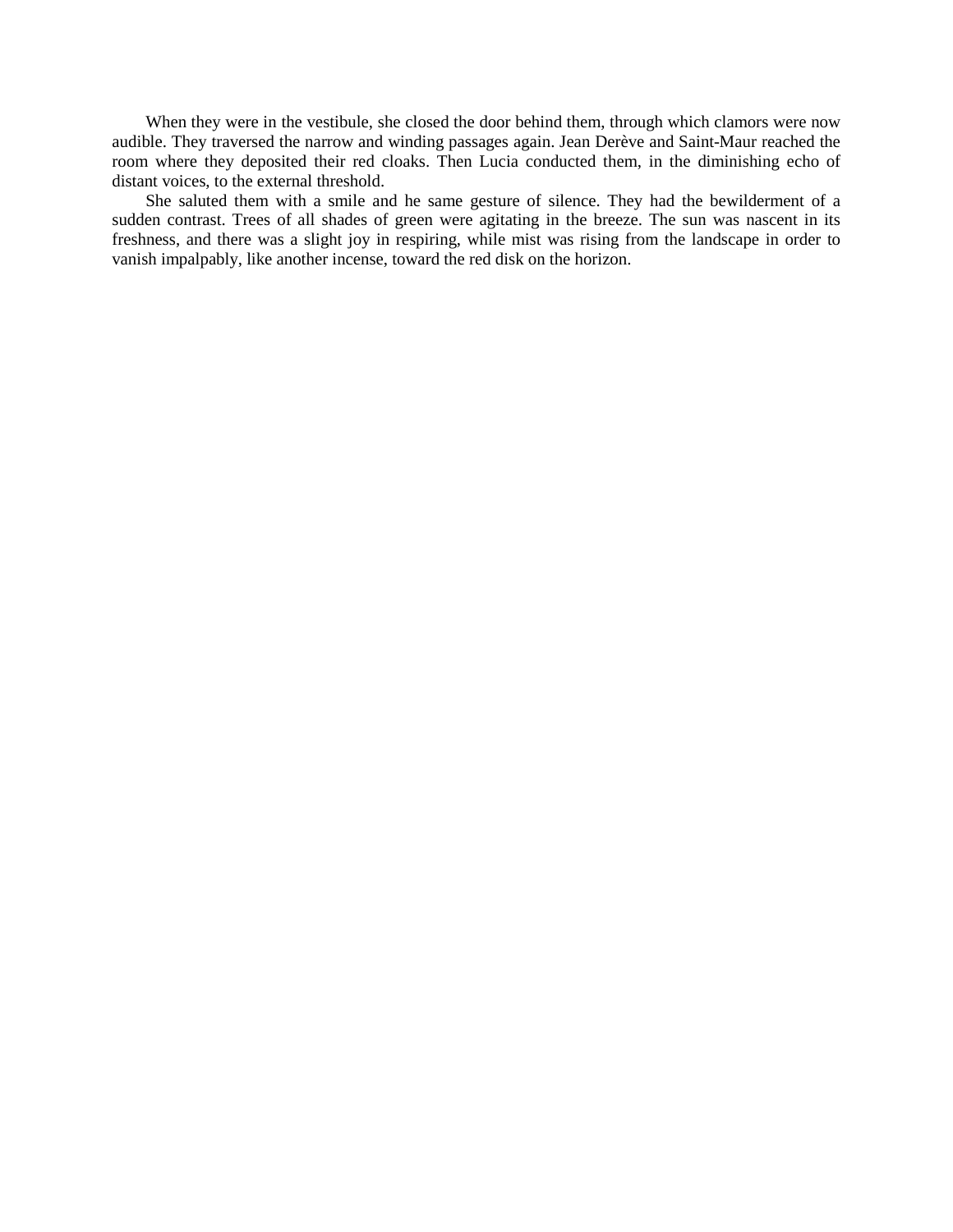When they were in the vestibule, she closed the door behind them, through which clamors were now audible. They traversed the narrow and winding passages again. Jean Derève and Saint-Maur reached the room where they deposited their red cloaks. Then Lucia conducted them, in the diminishing echo of distant voices, to the external threshold.

She saluted them with a smile and he same gesture of silence. They had the bewilderment of a sudden contrast. Trees of all shades of green were agitating in the breeze. The sun was nascent in its freshness, and there was a slight joy in respiring, while mist was rising from the landscape in order to vanish impalpably, like another incense, toward the red disk on the horizon.